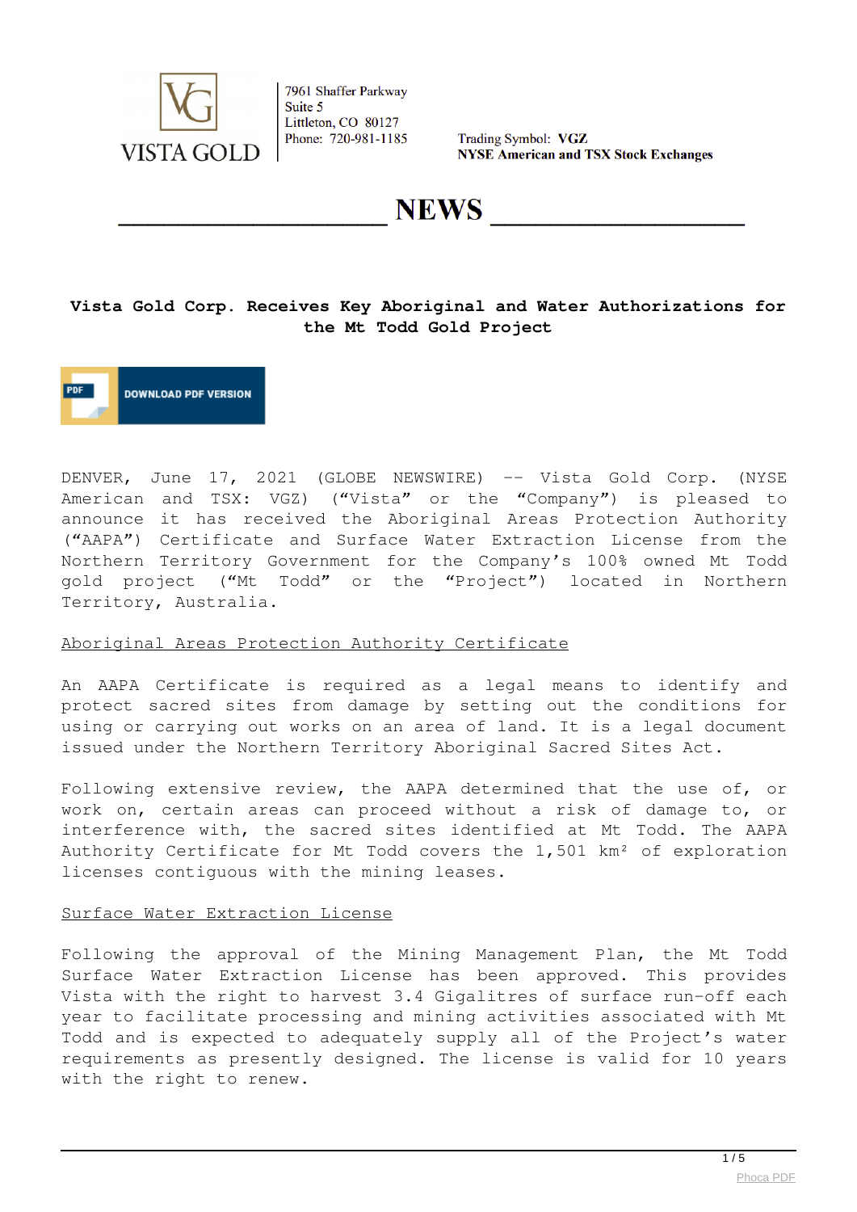VISTA GOLD

7961 Shaffer Parkway
Suite 5
Littleton, CO 80127
Phone: 720-981-1185

Trading Symbol: **VGZ**
**NYSE American and TSX Stock Exchanges**

# NEWS

## Vista Gold Corp. Receives Key Aboriginal and Water Authorizations for the Mt Todd Gold Project

DOWNLOAD PDF VERSION

DENVER, June 17, 2021 (GLOBE NEWSWIRE) -- Vista Gold Corp. (NYSE American and TSX: VGZ) ("Vista" or the "Company") is pleased to announce it has received the Aboriginal Areas Protection Authority ("AAPA") Certificate and Surface Water Extraction License from the Northern Territory Government for the Company's 100% owned Mt Todd gold project ("Mt Todd" or the "Project") located in Northern Territory, Australia.

Aboriginal Areas Protection Authority Certificate

An AAPA Certificate is required as a legal means to identify and protect sacred sites from damage by setting out the conditions for using or carrying out works on an area of land. It is a legal document issued under the Northern Territory Aboriginal Sacred Sites Act.

Following extensive review, the AAPA determined that the use of, or work on, certain areas can proceed without a risk of damage to, or interference with, the sacred sites identified at Mt Todd. The AAPA Authority Certificate for Mt Todd covers the 1,501 km² of exploration licenses contiguous with the mining leases.

Surface Water Extraction License

Following the approval of the Mining Management Plan, the Mt Todd Surface Water Extraction License has been approved. This provides Vista with the right to harvest 3.4 Gigalitres of surface run-off each year to facilitate processing and mining activities associated with Mt Todd and is expected to adequately supply all of the Project's water requirements as presently designed. The license is valid for 10 years with the right to renew.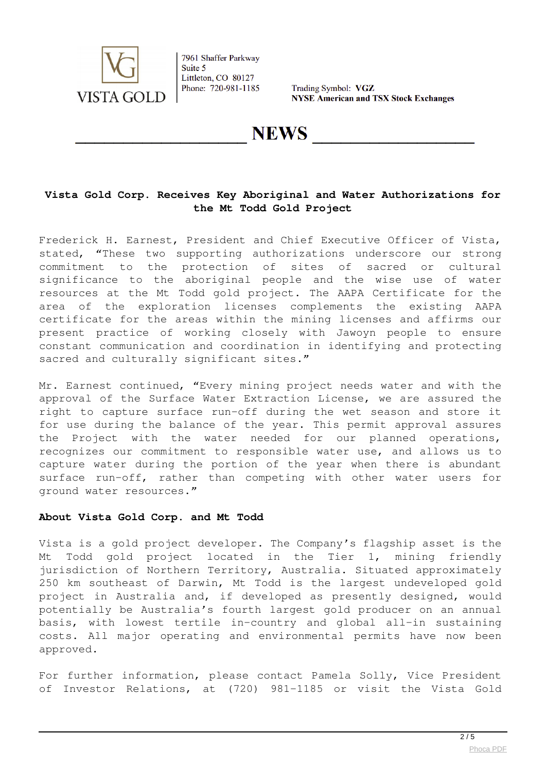7961 Shaffer Parkway
Suite 5
Littleton, CO 80127
Phone: 720-981-1185

Trading Symbol: **VGZ**
**NYSE American and TSX Stock Exchanges**

# NEWS

## Vista Gold Corp. Receives Key Aboriginal and Water Authorizations for the Mt Todd Gold Project

Frederick H. Earnest, President and Chief Executive Officer of Vista, stated, “These two supporting authorizations underscore our strong commitment to the protection of sites of sacred or cultural significance to the aboriginal people and the wise use of water resources at the Mt Todd gold project. The AAPA Certificate for the area of the exploration licenses complements the existing AAPA certificate for the areas within the mining licenses and affirms our present practice of working closely with Jawoyn people to ensure constant communication and coordination in identifying and protecting sacred and culturally significant sites.”

Mr. Earnest continued, “Every mining project needs water and with the approval of the Surface Water Extraction License, we are assured the right to capture surface run-off during the wet season and store it for use during the balance of the year. This permit approval assures the Project with the water needed for our planned operations, recognizes our commitment to responsible water use, and allows us to capture water during the portion of the year when there is abundant surface run-off, rather than competing with other water users for ground water resources.”

**About Vista Gold Corp. and Mt Todd**

Vista is a gold project developer. The Company’s flagship asset is the Mt Todd gold project located in the Tier 1, mining friendly jurisdiction of Northern Territory, Australia. Situated approximately 250 km southeast of Darwin, Mt Todd is the largest undeveloped gold project in Australia and, if developed as presently designed, would potentially be Australia’s fourth largest gold producer on an annual basis, with lowest tertile in-country and global all-in sustaining costs. All major operating and environmental permits have now been approved.

For further information, please contact Pamela Solly, Vice President of Investor Relations, at (720) 981-1185 or visit the Vista Gold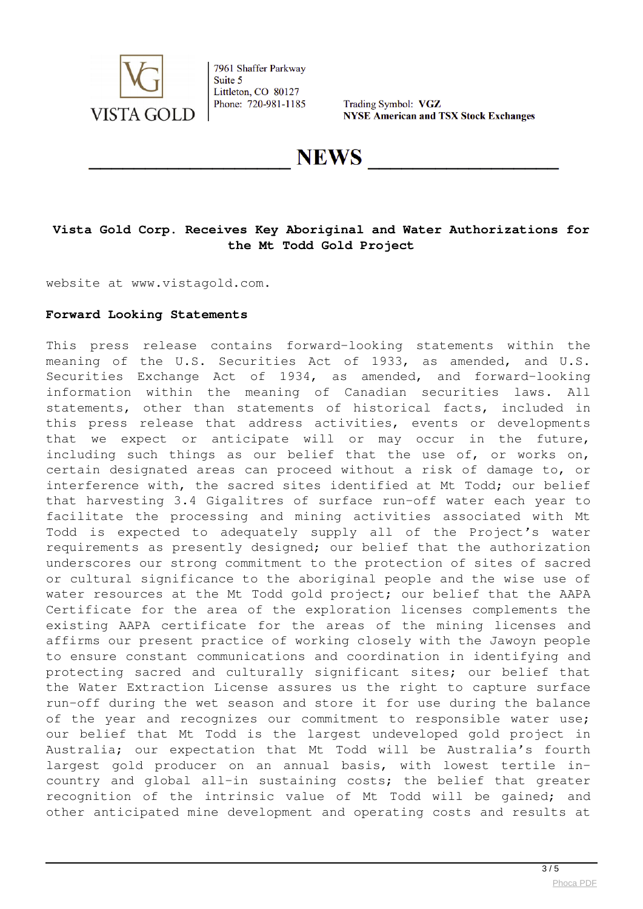website at www.vistagold.com.

**Forward Looking Statements**

This press release contains forward-looking statements within the meaning of the U.S. Securities Act of 1933, as amended, and U.S. Securities Exchange Act of 1934, as amended, and forward-looking information within the meaning of Canadian securities laws. All statements, other than statements of historical facts, included in this press release that address activities, events or developments that we expect or anticipate will or may occur in the future, including such things as our belief that the use of, or works on, certain designated areas can proceed without a risk of damage to, or interference with, the sacred sites identified at Mt Todd; our belief that harvesting 3.4 Gigalitres of surface run-off water each year to facilitate the processing and mining activities associated with Mt Todd is expected to adequately supply all of the Project's water requirements as presently designed; our belief that the authorization underscores our strong commitment to the protection of sites of sacred or cultural significance to the aboriginal people and the wise use of water resources at the Mt Todd gold project; our belief that the AAPA Certificate for the area of the exploration licenses complements the existing AAPA certificate for the areas of the mining licenses and affirms our present practice of working closely with the Jawoyn people to ensure constant communications and coordination in identifying and protecting sacred and culturally significant sites; our belief that the Water Extraction License assures us the right to capture surface run-off during the wet season and store it for use during the balance of the year and recognizes our commitment to responsible water use; our belief that Mt Todd is the largest undeveloped gold project in Australia; our expectation that Mt Todd will be Australia's fourth largest gold producer on an annual basis, with lowest tertile in-country and global all-in sustaining costs; the belief that greater recognition of the intrinsic value of Mt Todd will be gained; and other anticipated mine development and operating costs and results at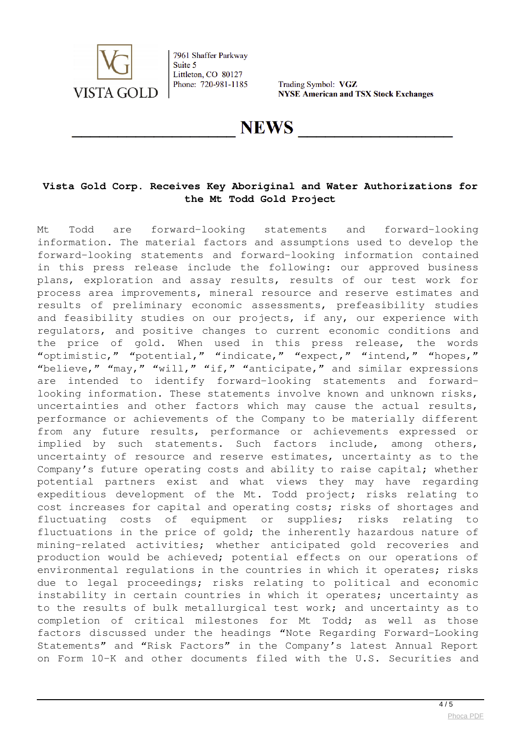Mt Todd are forward-looking statements and forward-looking information. The material factors and assumptions used to develop the forward-looking statements and forward-looking information contained in this press release include the following: our approved business plans, exploration and assay results, results of our test work for process area improvements, mineral resource and reserve estimates and results of preliminary economic assessments, prefeasibility studies and feasibility studies on our projects, if any, our experience with regulators, and positive changes to current economic conditions and the price of gold. When used in this press release, the words "optimistic," "potential," "indicate," "expect," "intend," "hopes," "believe," "may," "will," "if," "anticipate," and similar expressions are intended to identify forward-looking statements and forward-looking information. These statements involve known and unknown risks, uncertainties and other factors which may cause the actual results, performance or achievements of the Company to be materially different from any future results, performance or achievements expressed or implied by such statements. Such factors include, among others, uncertainty of resource and reserve estimates, uncertainty as to the Company's future operating costs and ability to raise capital; whether potential partners exist and what views they may have regarding expeditious development of the Mt. Todd project; risks relating to cost increases for capital and operating costs; risks of shortages and fluctuating costs of equipment or supplies; risks relating to fluctuations in the price of gold; the inherently hazardous nature of mining-related activities; whether anticipated gold recoveries and production would be achieved; potential effects on our operations of environmental regulations in the countries in which it operates; risks due to legal proceedings; risks relating to political and economic instability in certain countries in which it operates; uncertainty as to the results of bulk metallurgical test work; and uncertainty as to completion of critical milestones for Mt Todd; as well as those factors discussed under the headings "Note Regarding Forward-Looking Statements" and "Risk Factors" in the Company's latest Annual Report on Form 10-K and other documents filed with the U.S. Securities and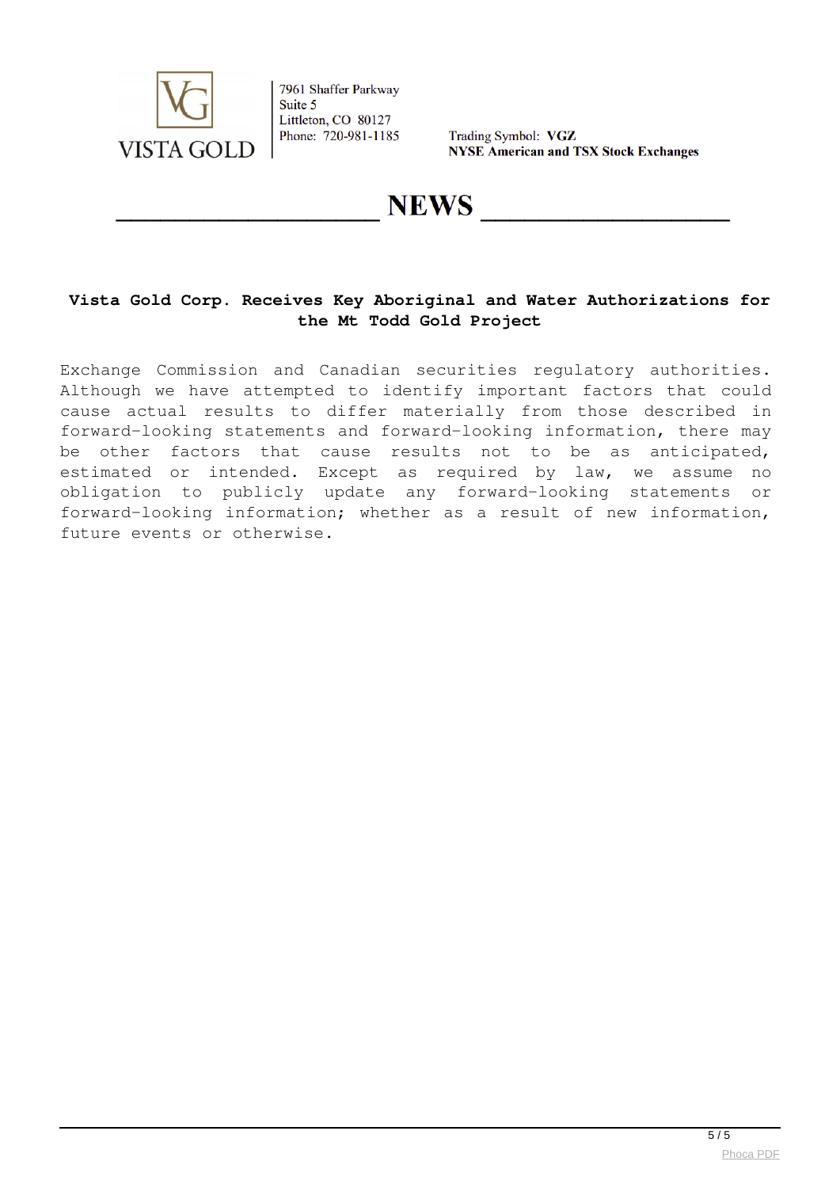**Vista Gold Corp. Receives Key Aboriginal and Water Authorizations for the Mt Todd Gold Project**

Exchange Commission and Canadian securities regulatory authorities. Although we have attempted to identify important factors that could cause actual results to differ materially from those described in forward-looking statements and forward-looking information, there may be other factors that cause results not to be as anticipated, estimated or intended. Except as required by law, we assume no obligation to publicly update any forward-looking statements or forward-looking information; whether as a result of new information, future events or otherwise.